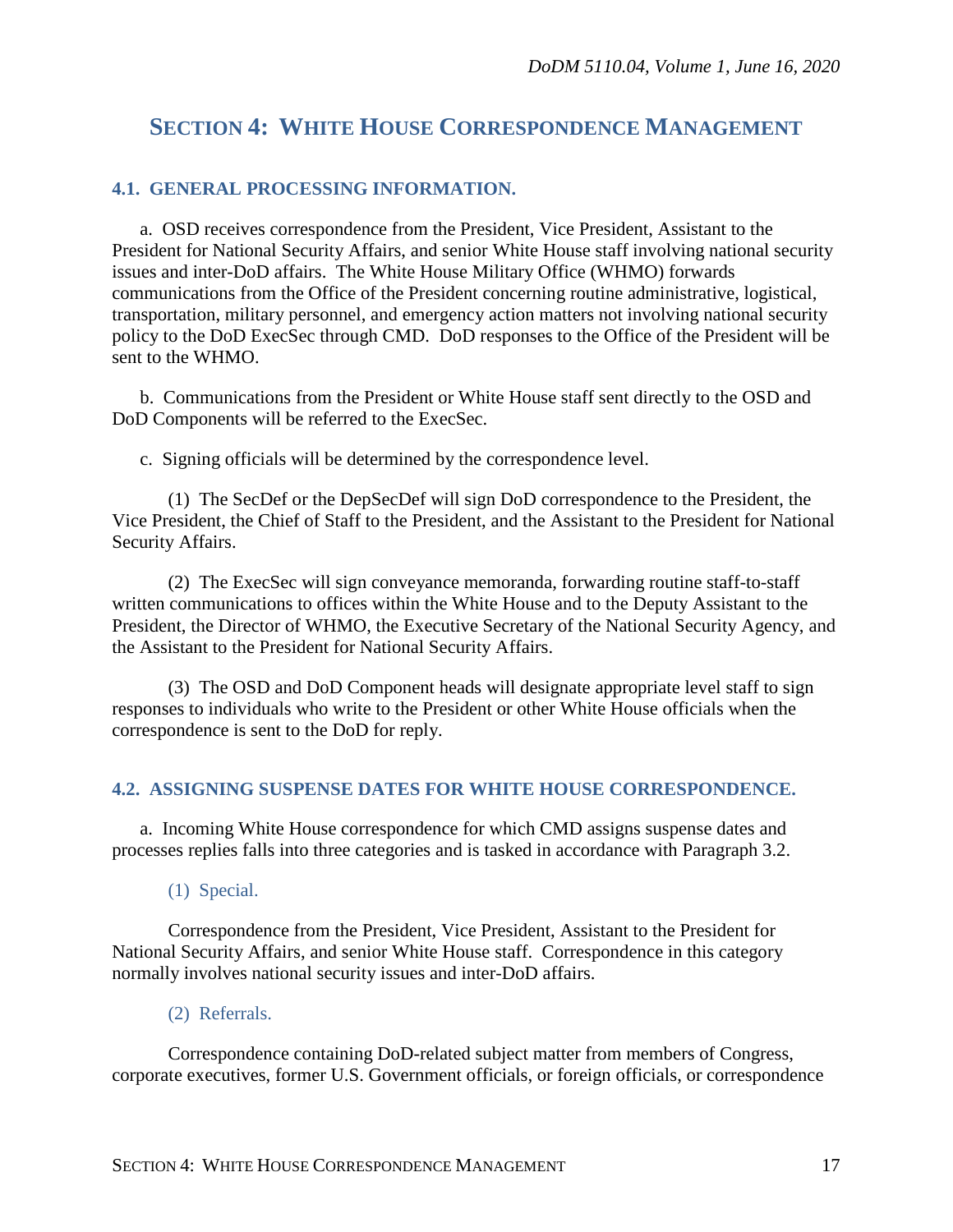## SECTION 4: WHITE HOUSE CORRESPONDENCE MANAGEMENT

### 4.1. GENERAL PROCESSING INFORMATION.

a. OSD receives correspondence from the President, Vice President, Assistant to the President for National Security Affairs, and senior White House staff involving national security issues and inter-DoD affairs. The White House Military Office (WHMO) forwards communications from the Office of the President concerning routine administrative, logistical, transportation, military personnel, and emergency action matters not involving national security policy to the DoD ExecSec through CMD. DoD responses to the Office of the President will be sent to the WHMO.

b. Communications from the President or White House staff sent directly to the OSD and DoD Components will be referred to the ExecSec.

c. Signing officials will be determined by the correspondence level.

(1) The SecDef or the DepSecDef will sign DoD correspondence to the President, the Vice President, the Chief of Staff to the President, and the Assistant to the President for National Security Affairs.

(2) The ExecSec will sign conveyance memoranda, forwarding routine staff-to-staff written communications to offices within the White House and to the Deputy Assistant to the President, the Director of WHMO, the Executive Secretary of the National Security Agency, and the Assistant to the President for National Security Affairs.

(3) The OSD and DoD Component heads will designate appropriate level staff to sign responses to individuals who write to the President or other White House officials when the correspondence is sent to the DoD for reply.

### 4.2. ASSIGNING SUSPENSE DATES FOR WHITE HOUSE CORRESPONDENCE.

a. Incoming White House correspondence for which CMD assigns suspense dates and processes replies falls into three categories and is tasked in accordance with Paragraph 3.2.

(1) Special.

Correspondence from the President, Vice President, Assistant to the President for National Security Affairs, and senior White House staff. Correspondence in this category normally involves national security issues and inter-DoD affairs.

(2) Referrals.

Correspondence containing DoD-related subject matter from members of Congress, corporate executives, former U.S. Government officials, or foreign officials, or correspondence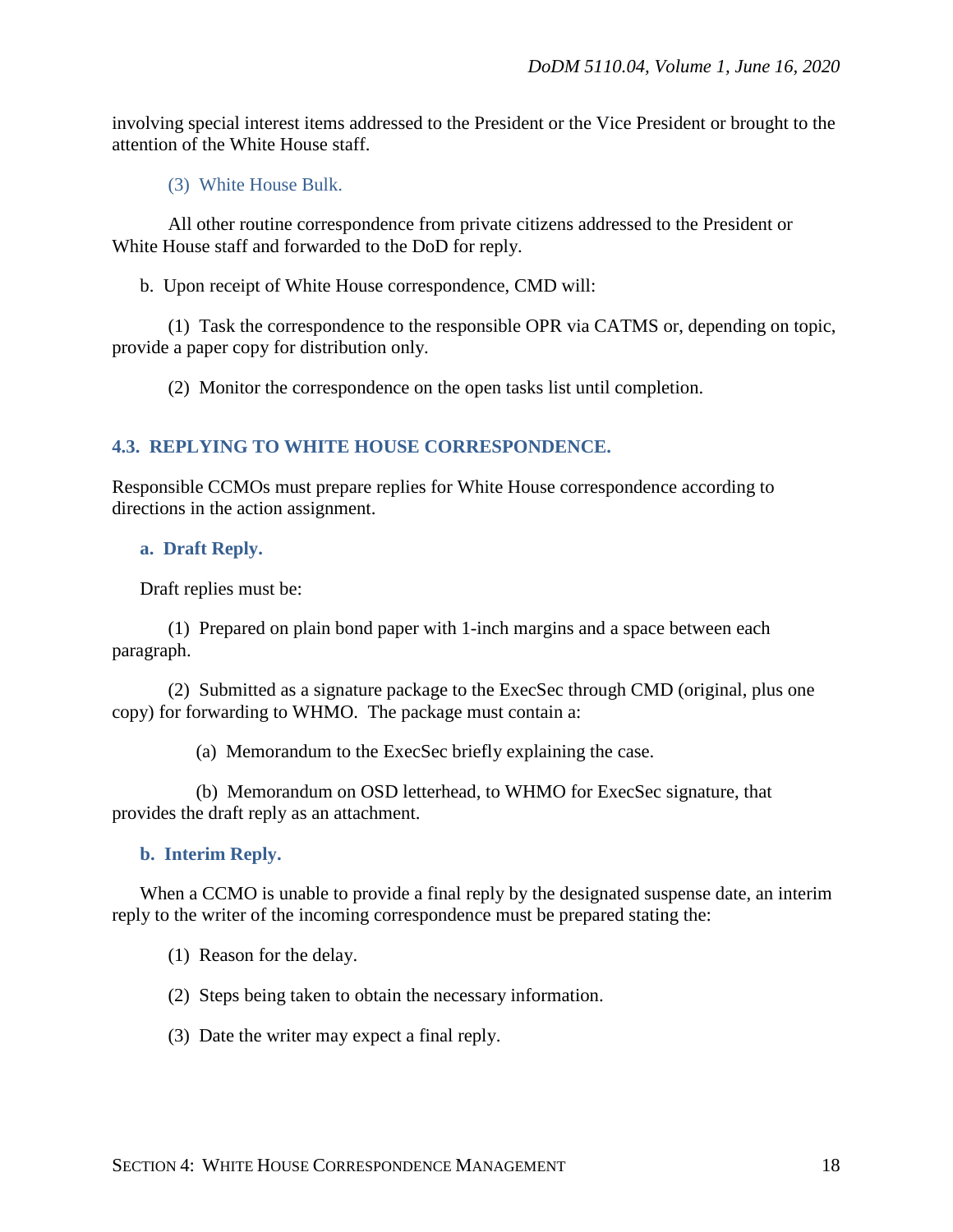involving special interest items addressed to the President or the Vice President or brought to the attention of the White House staff.

(3) White House Bulk.

All other routine correspondence from private citizens addressed to the President or White House staff and forwarded to the DoD for reply.

b. Upon receipt of White House correspondence, CMD will:

(1) Task the correspondence to the responsible OPR via CATMS or, depending on topic, provide a paper copy for distribution only.

(2) Monitor the correspondence on the open tasks list until completion.

## 4.3. REPLYING TO WHITE HOUSE CORRESPONDENCE.

Responsible CCMOs must prepare replies for White House correspondence according to directions in the action assignment.

### a. Draft Reply.

Draft replies must be:

(1) Prepared on plain bond paper with 1-inch margins and a space between each paragraph.

(2) Submitted as a signature package to the ExecSec through CMD (original, plus one copy) for forwarding to WHMO. The package must contain a:

(a) Memorandum to the ExecSec briefly explaining the case.

(b) Memorandum on OSD letterhead, to WHMO for ExecSec signature, that provides the draft reply as an attachment.

### b. Interim Reply.

When a CCMO is unable to provide a final reply by the designated suspense date, an interim reply to the writer of the incoming correspondence must be prepared stating the:

(1) Reason for the delay.

(2) Steps being taken to obtain the necessary information.

(3) Date the writer may expect a final reply.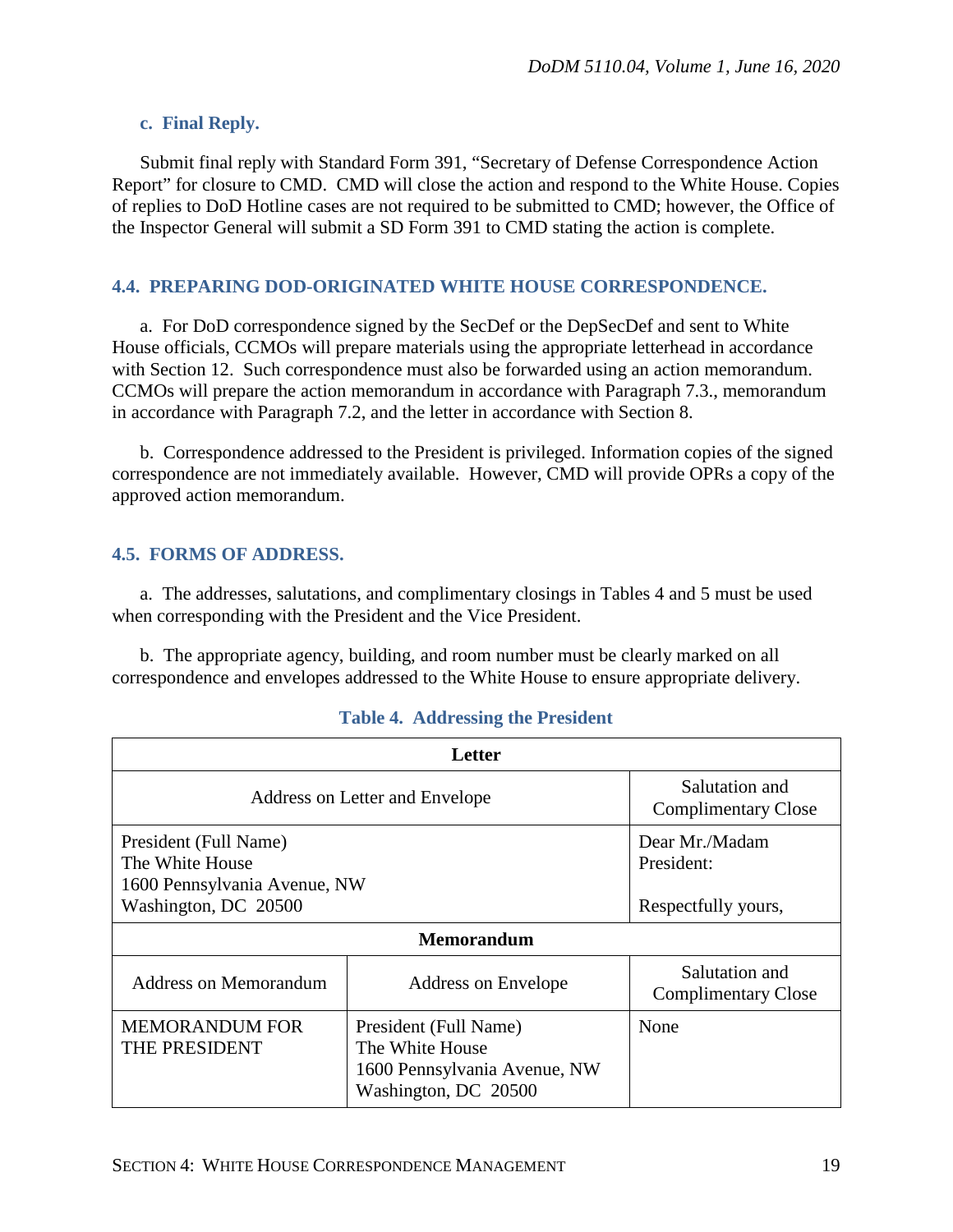### c. Final Reply.

Submit final reply with Standard Form 391, "Secretary of Defense Correspondence Action Report" for closure to CMD. CMD will close the action and respond to the White House. Copies of replies to DoD Hotline cases are not required to be submitted to CMD; however, the Office of the Inspector General will submit a SD Form 391 to CMD stating the action is complete.

## 4.4. PREPARING DOD-ORIGINATED WHITE HOUSE CORRESPONDENCE.

a. For DoD correspondence signed by the SecDef or the DepSecDef and sent to White House officials, CCMOs will prepare materials using the appropriate letterhead in accordance with Section 12. Such correspondence must also be forwarded using an action memorandum. CCMOs will prepare the action memorandum in accordance with Paragraph 7.3., memorandum in accordance with Paragraph 7.2, and the letter in accordance with Section 8.

b. Correspondence addressed to the President is privileged. Information copies of the signed correspondence are not immediately available. However, CMD will provide OPRs a copy of the approved action memorandum.

## 4.5. FORMS OF ADDRESS.

a. The addresses, salutations, and complimentary closings in Tables 4 and 5 must be used when corresponding with the President and the Vice President.

b. The appropriate agency, building, and room number must be clearly marked on all correspondence and envelopes addressed to the White House to ensure appropriate delivery.

**Table 4. Addressing the President**

| Letter | | |
|---|---|---|
| Address on Letter and Envelope | | Salutation and Complimentary Close |
| President (Full Name)<br>The White House<br>1600 Pennsylvania Avenue, NW<br>Washington, DC 20500 | | Dear Mr./Madam President:<br><br>Respectfully yours, |
| **Memorandum** | | |
| Address on Memorandum | Address on Envelope | Salutation and Complimentary Close |
| MEMORANDUM FOR THE PRESIDENT | President (Full Name)<br>The White House<br>1600 Pennsylvania Avenue, NW<br>Washington, DC 20500 | None |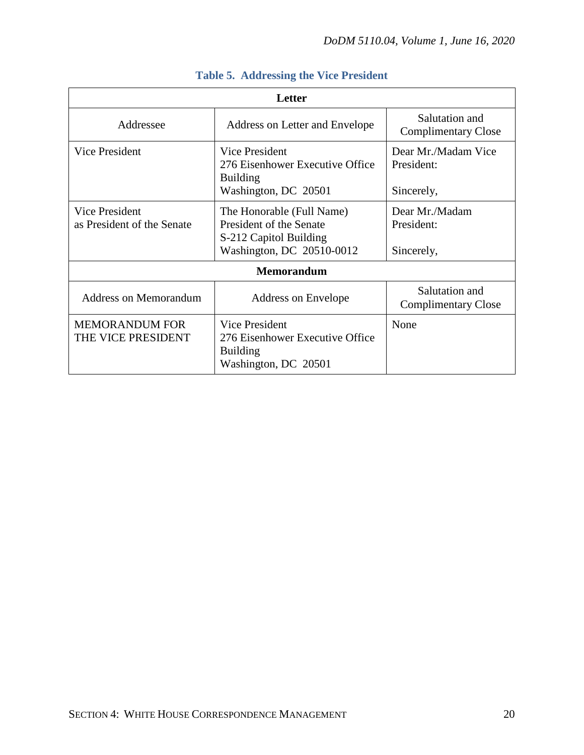**Table 5. Addressing the Vice President**

| Letter | | |
|---|---|---|
| Addressee | Address on Letter and Envelope | Salutation and Complimentary Close |
| Vice President | Vice President<br>276 Eisenhower Executive Office Building<br>Washington, DC 20501 | Dear Mr./Madam Vice President:<br><br>Sincerely, |
| Vice President as President of the Senate | The Honorable (Full Name)<br>President of the Senate<br>S-212 Capitol Building<br>Washington, DC 20510-0012 | Dear Mr./Madam President:<br><br>Sincerely, |
| **Memorandum** | | |
| Address on Memorandum | Address on Envelope | Salutation and Complimentary Close |
| MEMORANDUM FOR THE VICE PRESIDENT | Vice President<br>276 Eisenhower Executive Office Building<br>Washington, DC 20501 | None |